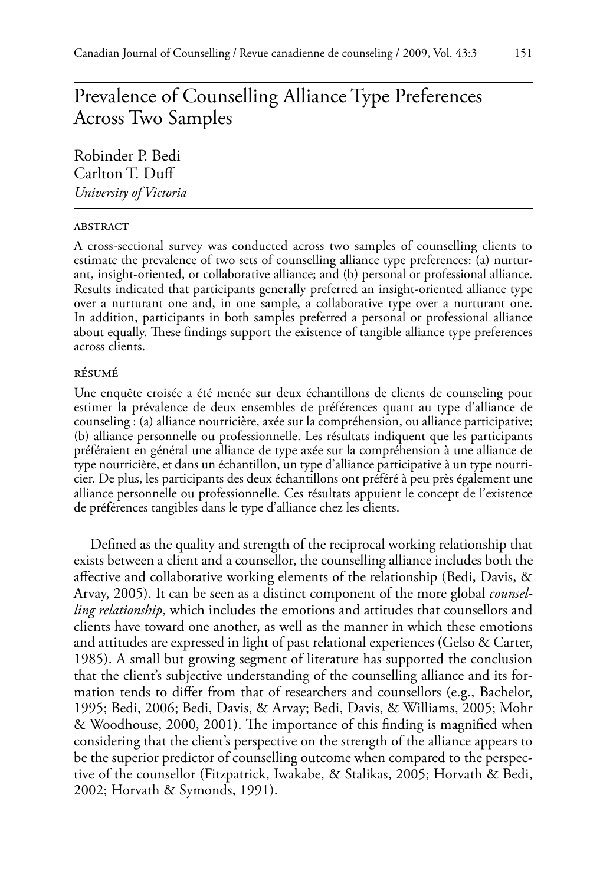# Prevalence of Counselling Alliance Type Preferences Across Two Samples

Robinder P. Bedi
Carlton T. Duff
*University of Victoria*

### ABSTRACT

A cross-sectional survey was conducted across two samples of counselling clients to estimate the prevalence of two sets of counselling alliance type preferences: (a) nurturant, insight-oriented, or collaborative alliance; and (b) personal or professional alliance. Results indicated that participants generally preferred an insight-oriented alliance type over a nurturant one and, in one sample, a collaborative type over a nurturant one. In addition, participants in both samples preferred a personal or professional alliance about equally. These findings support the existence of tangible alliance type preferences across clients.

### RÉSUMÉ

Une enquête croisée a été menée sur deux échantillons de clients de counseling pour estimer la prévalence de deux ensembles de préférences quant au type d'alliance de counseling : (a) alliance nourricière, axée sur la compréhension, ou alliance participative; (b) alliance personnelle ou professionnelle. Les résultats indiquent que les participants préféraient en général une alliance de type axée sur la compréhension à une alliance de type nourricière, et dans un échantillon, un type d'alliance participative à un type nourricier. De plus, les participants des deux échantillons ont préféré à peu près également une alliance personnelle ou professionnelle. Ces résultats appuient le concept de l'existence de préférences tangibles dans le type d'alliance chez les clients.

Defined as the quality and strength of the reciprocal working relationship that exists between a client and a counsellor, the counselling alliance includes both the affective and collaborative working elements of the relationship (Bedi, Davis, & Arvay, 2005). It can be seen as a distinct component of the more global *counselling relationship*, which includes the emotions and attitudes that counsellors and clients have toward one another, as well as the manner in which these emotions and attitudes are expressed in light of past relational experiences (Gelso & Carter, 1985). A small but growing segment of literature has supported the conclusion that the client's subjective understanding of the counselling alliance and its formation tends to differ from that of researchers and counsellors (e.g., Bachelor, 1995; Bedi, 2006; Bedi, Davis, & Arvay; Bedi, Davis, & Williams, 2005; Mohr & Woodhouse, 2000, 2001). The importance of this finding is magnified when considering that the client's perspective on the strength of the alliance appears to be the superior predictor of counselling outcome when compared to the perspective of the counsellor (Fitzpatrick, Iwakabe, & Stalikas, 2005; Horvath & Bedi, 2002; Horvath & Symonds, 1991).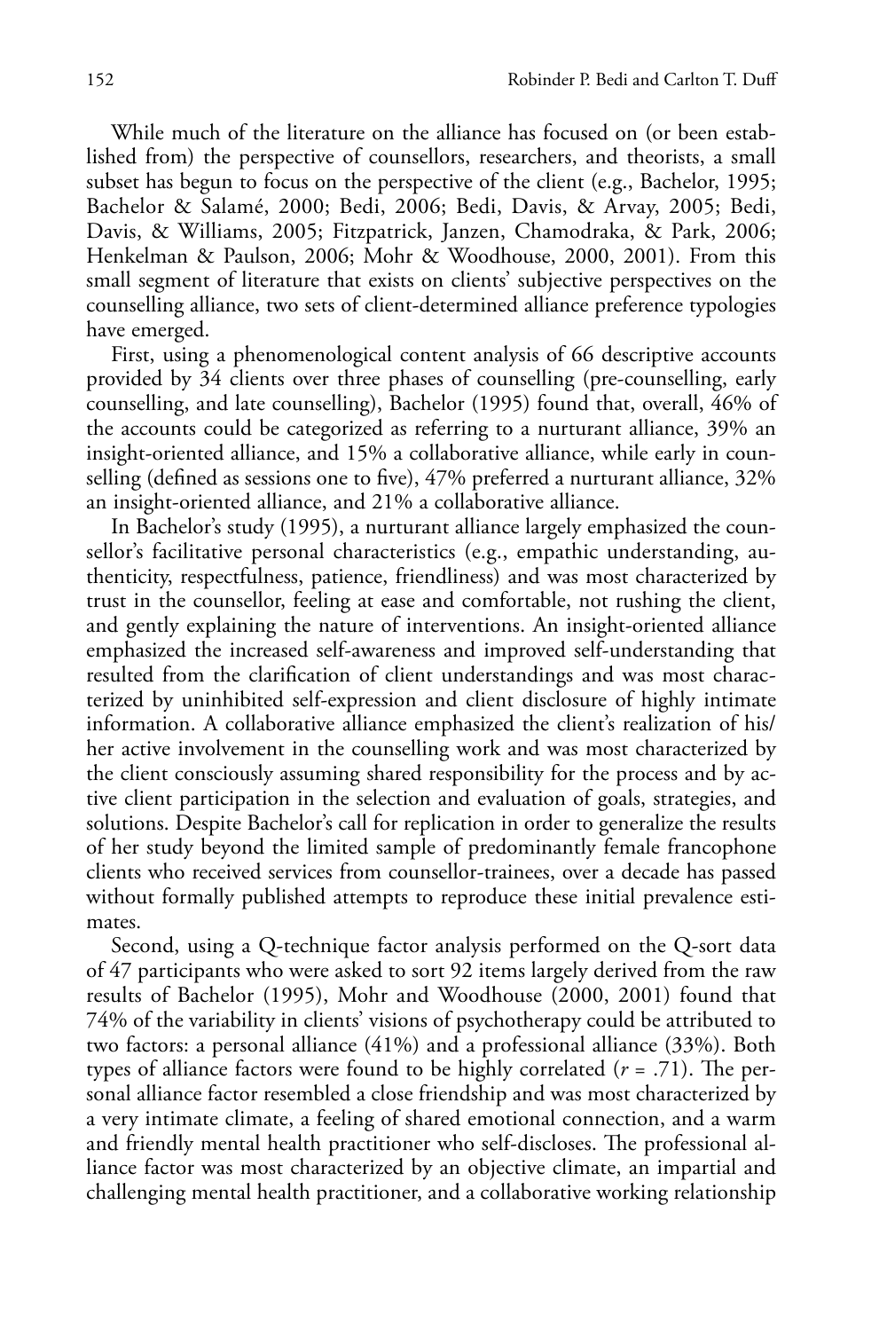While much of the literature on the alliance has focused on (or been established from) the perspective of counsellors, researchers, and theorists, a small subset has begun to focus on the perspective of the client (e.g., Bachelor, 1995; Bachelor & Salamé, 2000; Bedi, 2006; Bedi, Davis, & Arvay, 2005; Bedi, Davis, & Williams, 2005; Fitzpatrick, Janzen, Chamodraka, & Park, 2006; Henkelman & Paulson, 2006; Mohr & Woodhouse, 2000, 2001). From this small segment of literature that exists on clients' subjective perspectives on the counselling alliance, two sets of client-determined alliance preference typologies have emerged.

First, using a phenomenological content analysis of 66 descriptive accounts provided by 34 clients over three phases of counselling (pre-counselling, early counselling, and late counselling), Bachelor (1995) found that, overall, 46% of the accounts could be categorized as referring to a nurturant alliance, 39% an insight-oriented alliance, and 15% a collaborative alliance, while early in counselling (defined as sessions one to five), 47% preferred a nurturant alliance, 32% an insight-oriented alliance, and 21% a collaborative alliance.

In Bachelor's study (1995), a nurturant alliance largely emphasized the counsellor's facilitative personal characteristics (e.g., empathic understanding, authenticity, respectfulness, patience, friendliness) and was most characterized by trust in the counsellor, feeling at ease and comfortable, not rushing the client, and gently explaining the nature of interventions. An insight-oriented alliance emphasized the increased self-awareness and improved self-understanding that resulted from the clarification of client understandings and was most characterized by uninhibited self-expression and client disclosure of highly intimate information. A collaborative alliance emphasized the client's realization of his/her active involvement in the counselling work and was most characterized by the client consciously assuming shared responsibility for the process and by active client participation in the selection and evaluation of goals, strategies, and solutions. Despite Bachelor's call for replication in order to generalize the results of her study beyond the limited sample of predominantly female francophone clients who received services from counsellor-trainees, over a decade has passed without formally published attempts to reproduce these initial prevalence estimates.

Second, using a Q-technique factor analysis performed on the Q-sort data of 47 participants who were asked to sort 92 items largely derived from the raw results of Bachelor (1995), Mohr and Woodhouse (2000, 2001) found that 74% of the variability in clients' visions of psychotherapy could be attributed to two factors: a personal alliance (41%) and a professional alliance (33%). Both types of alliance factors were found to be highly correlated ($r = .71$). The personal alliance factor resembled a close friendship and was most characterized by a very intimate climate, a feeling of shared emotional connection, and a warm and friendly mental health practitioner who self-discloses. The professional alliance factor was most characterized by an objective climate, an impartial and challenging mental health practitioner, and a collaborative working relationship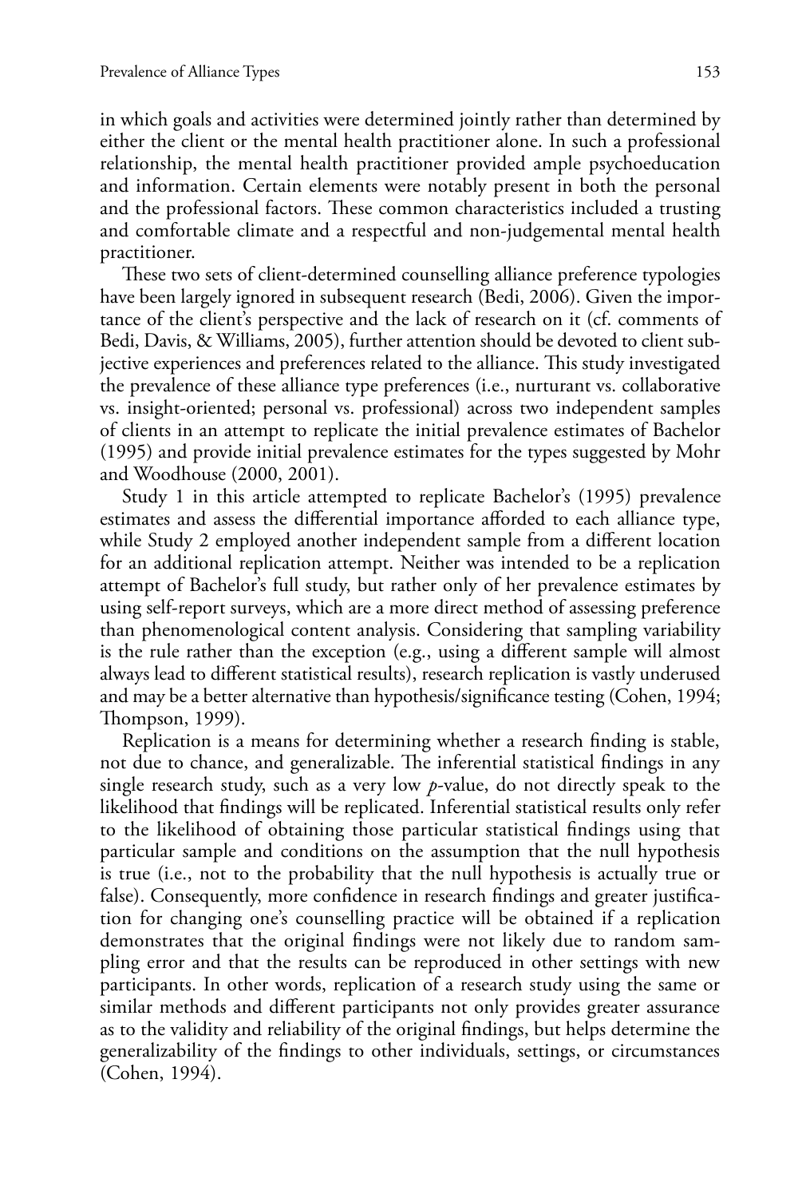in which goals and activities were determined jointly rather than determined by either the client or the mental health practitioner alone. In such a professional relationship, the mental health practitioner provided ample psychoeducation and information. Certain elements were notably present in both the personal and the professional factors. These common characteristics included a trusting and comfortable climate and a respectful and non-judgemental mental health practitioner.

These two sets of client-determined counselling alliance preference typologies have been largely ignored in subsequent research (Bedi, 2006). Given the importance of the client's perspective and the lack of research on it (cf. comments of Bedi, Davis, & Williams, 2005), further attention should be devoted to client subjective experiences and preferences related to the alliance. This study investigated the prevalence of these alliance type preferences (i.e., nurturant vs. collaborative vs. insight-oriented; personal vs. professional) across two independent samples of clients in an attempt to replicate the initial prevalence estimates of Bachelor (1995) and provide initial prevalence estimates for the types suggested by Mohr and Woodhouse (2000, 2001).

Study 1 in this article attempted to replicate Bachelor's (1995) prevalence estimates and assess the differential importance afforded to each alliance type, while Study 2 employed another independent sample from a different location for an additional replication attempt. Neither was intended to be a replication attempt of Bachelor's full study, but rather only of her prevalence estimates by using self-report surveys, which are a more direct method of assessing preference than phenomenological content analysis. Considering that sampling variability is the rule rather than the exception (e.g., using a different sample will almost always lead to different statistical results), research replication is vastly underused and may be a better alternative than hypothesis/significance testing (Cohen, 1994; Thompson, 1999).

Replication is a means for determining whether a research finding is stable, not due to chance, and generalizable. The inferential statistical findings in any single research study, such as a very low *p*-value, do not directly speak to the likelihood that findings will be replicated. Inferential statistical results only refer to the likelihood of obtaining those particular statistical findings using that particular sample and conditions on the assumption that the null hypothesis is true (i.e., not to the probability that the null hypothesis is actually true or false). Consequently, more confidence in research findings and greater justification for changing one's counselling practice will be obtained if a replication demonstrates that the original findings were not likely due to random sampling error and that the results can be reproduced in other settings with new participants. In other words, replication of a research study using the same or similar methods and different participants not only provides greater assurance as to the validity and reliability of the original findings, but helps determine the generalizability of the findings to other individuals, settings, or circumstances (Cohen, 1994).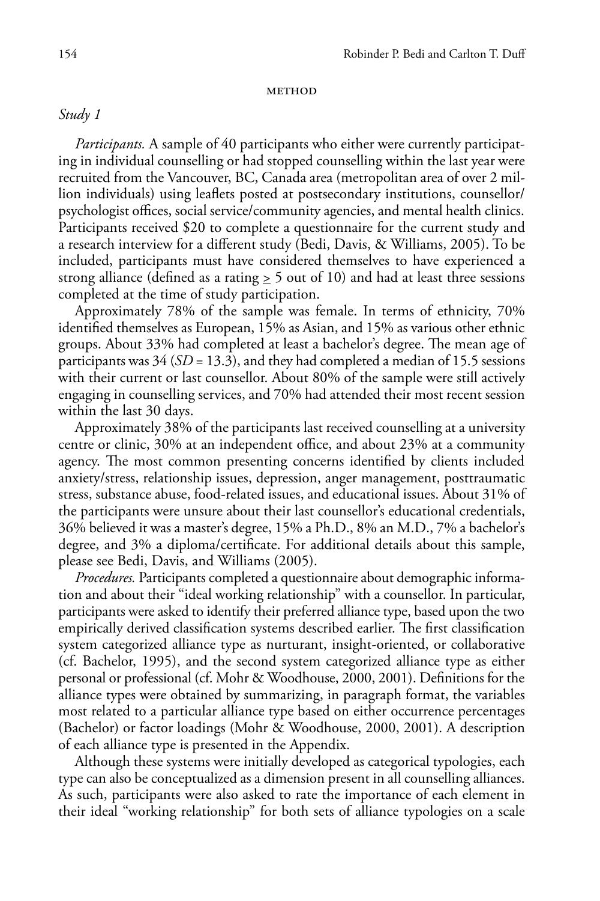## METHOD

### *Study 1*

*Participants.* A sample of 40 participants who either were currently participating in individual counselling or had stopped counselling within the last year were recruited from the Vancouver, BC, Canada area (metropolitan area of over 2 million individuals) using leaflets posted at postsecondary institutions, counsellor/psychologist offices, social service/community agencies, and mental health clinics. Participants received $20 to complete a questionnaire for the current study and a research interview for a different study (Bedi, Davis, & Williams, 2005). To be included, participants must have considered themselves to have experienced a strong alliance (defined as a rating $\geq$ 5 out of 10) and had at least three sessions completed at the time of study participation.

Approximately 78% of the sample was female. In terms of ethnicity, 70% identified themselves as European, 15% as Asian, and 15% as various other ethnic groups. About 33% had completed at least a bachelor's degree. The mean age of participants was 34 (*SD* = 13.3), and they had completed a median of 15.5 sessions with their current or last counsellor. About 80% of the sample were still actively engaging in counselling services, and 70% had attended their most recent session within the last 30 days.

Approximately 38% of the participants last received counselling at a university centre or clinic, 30% at an independent office, and about 23% at a community agency. The most common presenting concerns identified by clients included anxiety/stress, relationship issues, depression, anger management, posttraumatic stress, substance abuse, food-related issues, and educational issues. About 31% of the participants were unsure about their last counsellor's educational credentials, 36% believed it was a master's degree, 15% a Ph.D., 8% an M.D., 7% a bachelor's degree, and 3% a diploma/certificate. For additional details about this sample, please see Bedi, Davis, and Williams (2005).

*Procedures.* Participants completed a questionnaire about demographic information and about their "ideal working relationship" with a counsellor. In particular, participants were asked to identify their preferred alliance type, based upon the two empirically derived classification systems described earlier. The first classification system categorized alliance type as nurturant, insight-oriented, or collaborative (cf. Bachelor, 1995), and the second system categorized alliance type as either personal or professional (cf. Mohr & Woodhouse, 2000, 2001). Definitions for the alliance types were obtained by summarizing, in paragraph format, the variables most related to a particular alliance type based on either occurrence percentages (Bachelor) or factor loadings (Mohr & Woodhouse, 2000, 2001). A description of each alliance type is presented in the Appendix.

Although these systems were initially developed as categorical typologies, each type can also be conceptualized as a dimension present in all counselling alliances. As such, participants were also asked to rate the importance of each element in their ideal "working relationship" for both sets of alliance typologies on a scale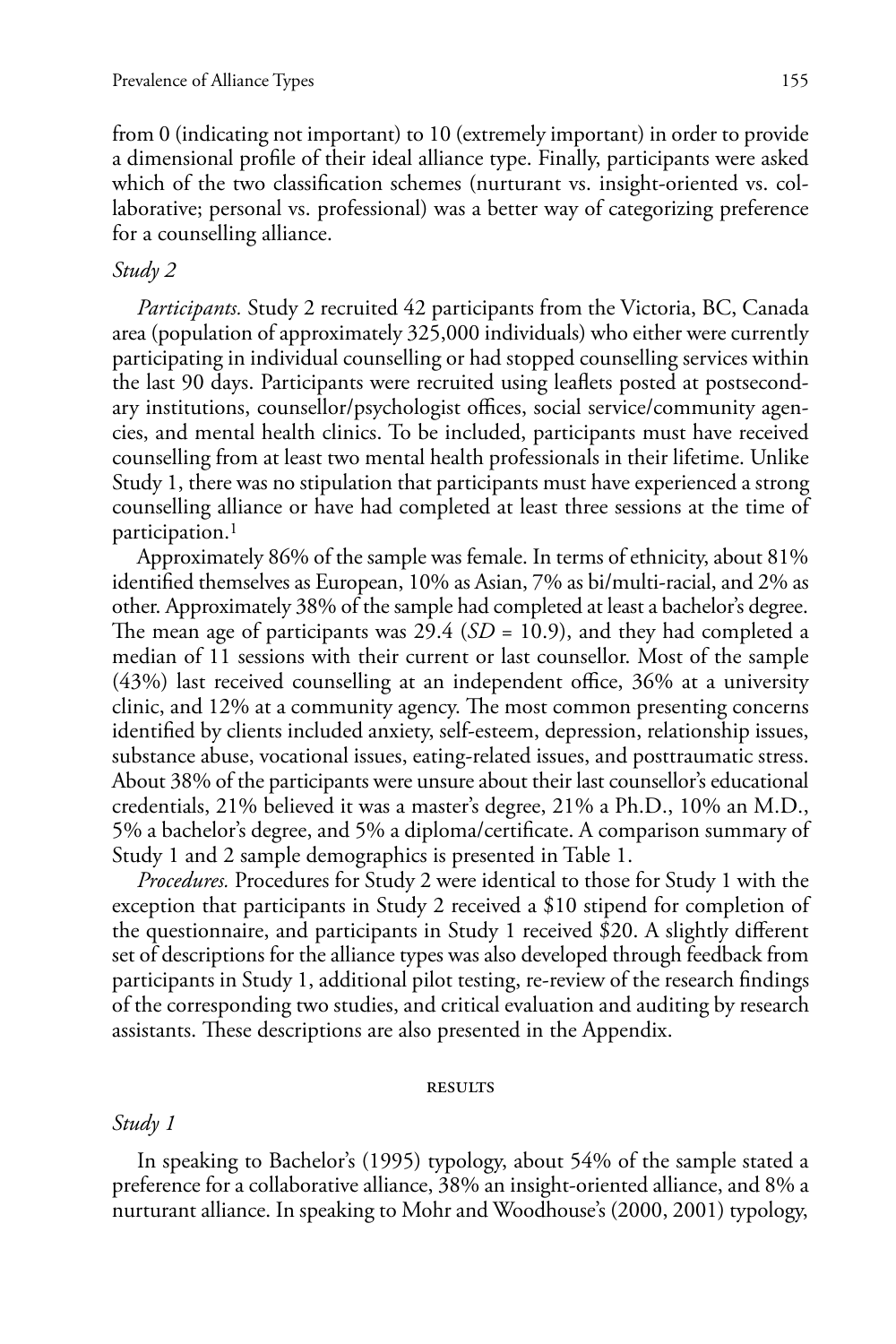from 0 (indicating not important) to 10 (extremely important) in order to provide a dimensional profile of their ideal alliance type. Finally, participants were asked which of the two classification schemes (nurturant vs. insight-oriented vs. collaborative; personal vs. professional) was a better way of categorizing preference for a counselling alliance.

### *Study 2*

*Participants.* Study 2 recruited 42 participants from the Victoria, BC, Canada area (population of approximately 325,000 individuals) who either were currently participating in individual counselling or had stopped counselling services within the last 90 days. Participants were recruited using leaflets posted at postsecondary institutions, counsellor/psychologist offices, social service/community agencies, and mental health clinics. To be included, participants must have received counselling from at least two mental health professionals in their lifetime. Unlike Study 1, there was no stipulation that participants must have experienced a strong counselling alliance or have had completed at least three sessions at the time of participation.[1]

Approximately 86% of the sample was female. In terms of ethnicity, about 81% identified themselves as European, 10% as Asian, 7% as bi/multi-racial, and 2% as other. Approximately 38% of the sample had completed at least a bachelor's degree. The mean age of participants was 29.4 ($SD$ = 10.9), and they had completed a median of 11 sessions with their current or last counsellor. Most of the sample (43%) last received counselling at an independent office, 36% at a university clinic, and 12% at a community agency. The most common presenting concerns identified by clients included anxiety, self-esteem, depression, relationship issues, substance abuse, vocational issues, eating-related issues, and posttraumatic stress. About 38% of the participants were unsure about their last counsellor's educational credentials, 21% believed it was a master's degree, 21% a Ph.D., 10% an M.D., 5% a bachelor's degree, and 5% a diploma/certificate. A comparison summary of Study 1 and 2 sample demographics is presented in Table 1.

*Procedures.* Procedures for Study 2 were identical to those for Study 1 with the exception that participants in Study 2 received a $10 stipend for completion of the questionnaire, and participants in Study 1 received $20. A slightly different set of descriptions for the alliance types was also developed through feedback from participants in Study 1, additional pilot testing, re-review of the research findings of the corresponding two studies, and critical evaluation and auditing by research assistants. These descriptions are also presented in the Appendix.

## RESULTS

### *Study 1*

In speaking to Bachelor's (1995) typology, about 54% of the sample stated a preference for a collaborative alliance, 38% an insight-oriented alliance, and 8% a nurturant alliance. In speaking to Mohr and Woodhouse's (2000, 2001) typology,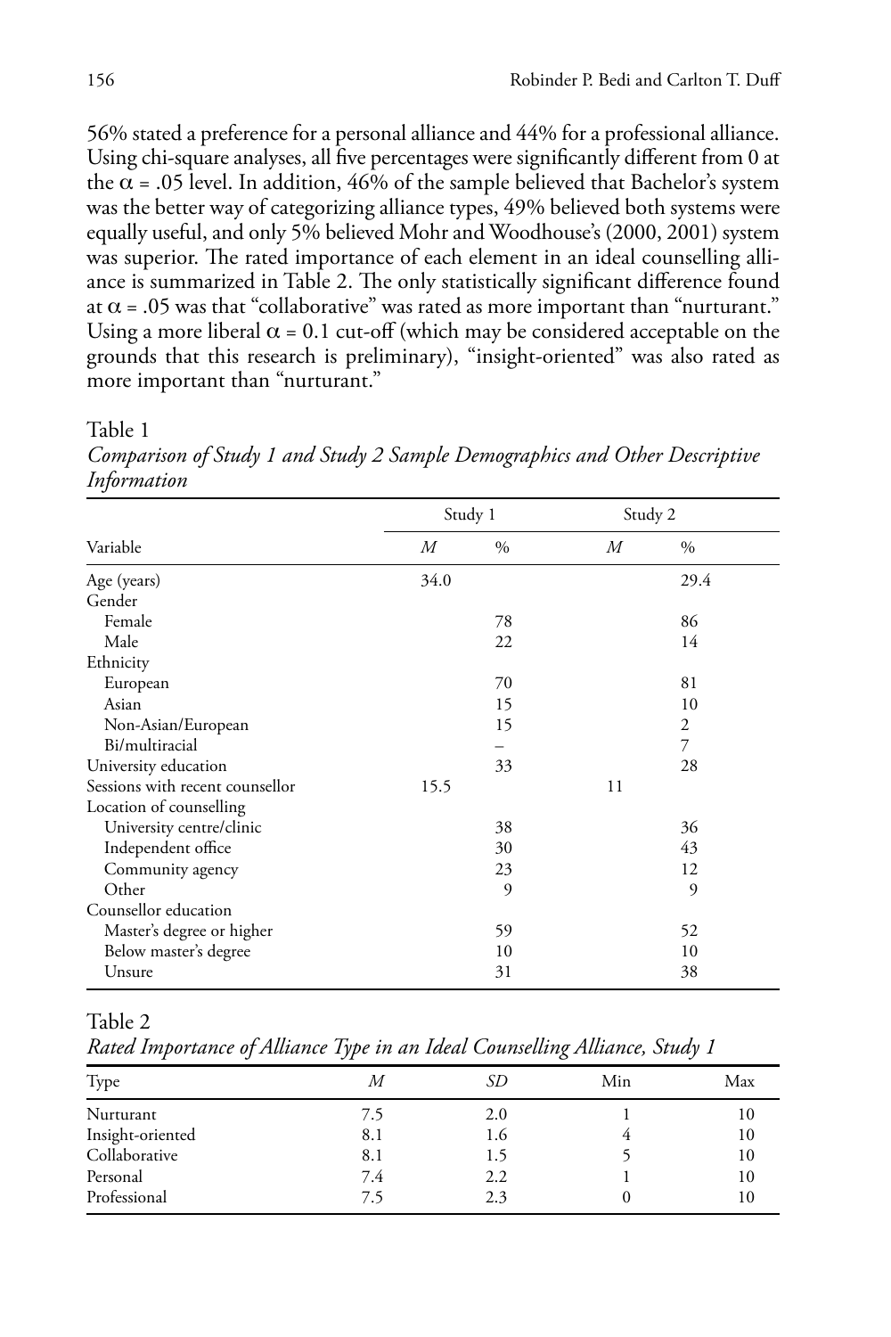56% stated a preference for a personal alliance and 44% for a professional alliance. Using chi-square analyses, all five percentages were significantly different from 0 at the $\alpha = .05$ level. In addition, 46% of the sample believed that Bachelor's system was the better way of categorizing alliance types, 49% believed both systems were equally useful, and only 5% believed Mohr and Woodhouse's (2000, 2001) system was superior. The rated importance of each element in an ideal counselling alliance is summarized in Table 2. The only statistically significant difference found at $\alpha = .05$ was that "collaborative" was rated as more important than "nurturant." Using a more liberal $\alpha = 0.1$ cut-off (which may be considered acceptable on the grounds that this research is preliminary), "insight-oriented" was also rated as more important than "nurturant."

Table 1

*Comparison of Study 1 and Study 2 Sample Demographics and Other Descriptive Information*

| | Study 1 | | Study 2 | |
|---|---|---|---|---|
| Variable | *M* | % | *M* | % |
| Age (years) | 34.0 | | | 29.4 |
| Gender | | | | |
| Female | | 78 | | 86 |
| Male | | 22 | | 14 |
| Ethnicity | | | | |
| European | | 70 | | 81 |
| Asian | | 15 | | 10 |
| Non-Asian/European | | 15 | | 2 |
| Bi/multiracial | | – | | 7 |
| University education | | 33 | | 28 |
| Sessions with recent counsellor | 15.5 | | 11 | |
| Location of counselling | | | | |
| University centre/clinic | | 38 | | 36 |
| Independent office | | 30 | | 43 |
| Community agency | | 23 | | 12 |
| Other | | 9 | | 9 |
| Counsellor education | | | | |
| Master's degree or higher | | 59 | | 52 |
| Below master's degree | | 10 | | 10 |
| Unsure | | 31 | | 38 |

Table 2

*Rated Importance of Alliance Type in an Ideal Counselling Alliance, Study 1*

| Type | *M* | *SD* | Min | Max |
|---|---|---|---|---|
| Nurturant | 7.5 | 2.0 | 1 | 10 |
| Insight-oriented | 8.1 | 1.6 | 4 | 10 |
| Collaborative | 8.1 | 1.5 | 5 | 10 |
| Personal | 7.4 | 2.2 | 1 | 10 |
| Professional | 7.5 | 2.3 | 0 | 10 |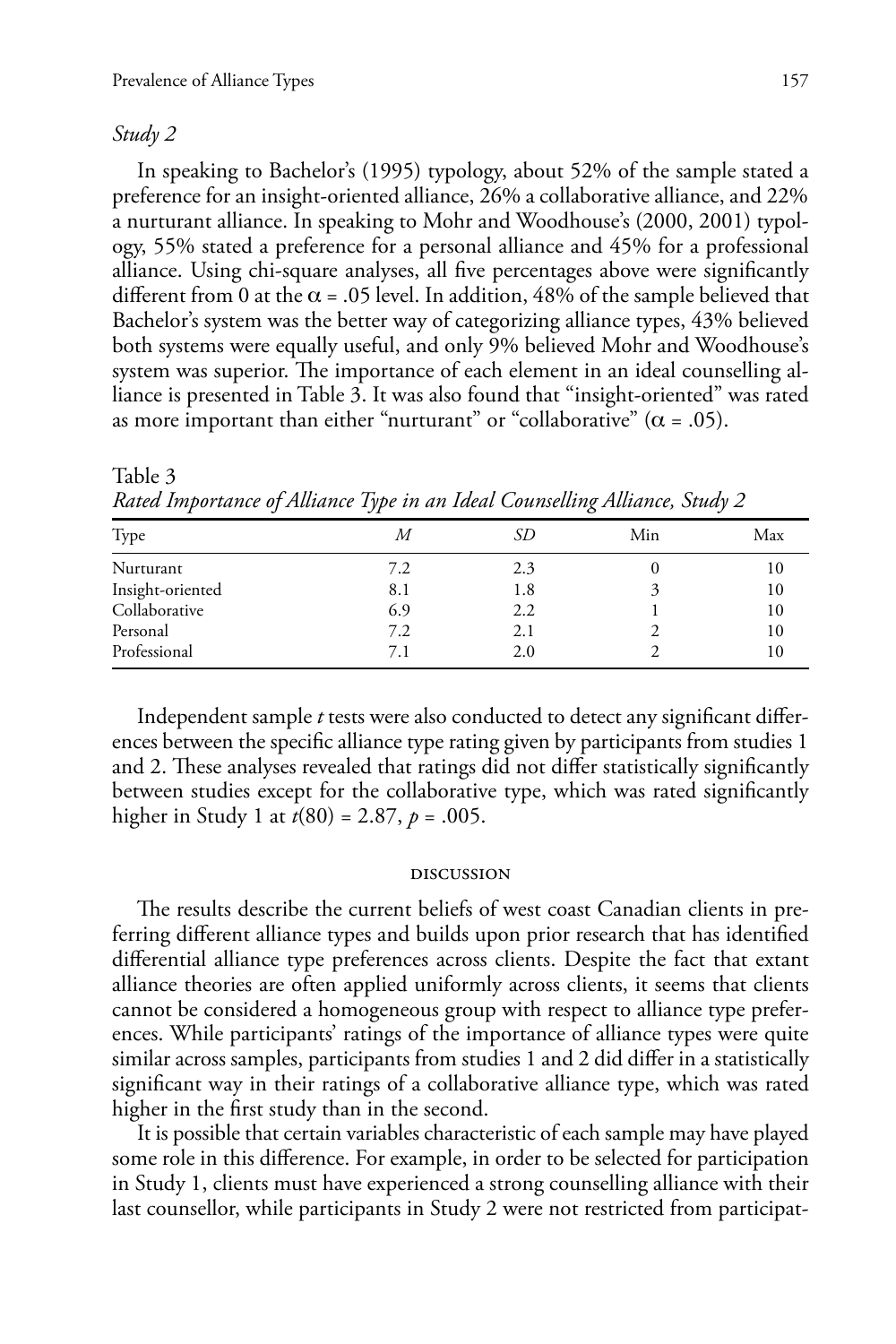### *Study 2*

In speaking to Bachelor's (1995) typology, about 52% of the sample stated a preference for an insight-oriented alliance, 26% a collaborative alliance, and 22% a nurturant alliance. In speaking to Mohr and Woodhouse's (2000, 2001) typology, 55% stated a preference for a personal alliance and 45% for a professional alliance. Using chi-square analyses, all five percentages above were significantly different from 0 at the $\alpha = .05$ level. In addition, 48% of the sample believed that Bachelor's system was the better way of categorizing alliance types, 43% believed both systems were equally useful, and only 9% believed Mohr and Woodhouse's system was superior. The importance of each element in an ideal counselling alliance is presented in Table 3. It was also found that "insight-oriented" was rated as more important than either "nurturant" or "collaborative" ($\alpha = .05$).

Table 3
*Rated Importance of Alliance Type in an Ideal Counselling Alliance, Study 2*

| Type | *M* | *SD* | Min | Max |
|---|---|---|---|---|
| Nurturant | 7.2 | 2.3 | 0 | 10 |
| Insight-oriented | 8.1 | 1.8 | 3 | 10 |
| Collaborative | 6.9 | 2.2 | 1 | 10 |
| Personal | 7.2 | 2.1 | 2 | 10 |
| Professional | 7.1 | 2.0 | 2 | 10 |

Independent sample *t* tests were also conducted to detect any significant differences between the specific alliance type rating given by participants from studies 1 and 2. These analyses revealed that ratings did not differ statistically significantly between studies except for the collaborative type, which was rated significantly higher in Study 1 at $t(80) = 2.87$, $p = .005$.

## DISCUSSION

The results describe the current beliefs of west coast Canadian clients in preferring different alliance types and builds upon prior research that has identified differential alliance type preferences across clients. Despite the fact that extant alliance theories are often applied uniformly across clients, it seems that clients cannot be considered a homogeneous group with respect to alliance type preferences. While participants' ratings of the importance of alliance types were quite similar across samples, participants from studies 1 and 2 did differ in a statistically significant way in their ratings of a collaborative alliance type, which was rated higher in the first study than in the second.

It is possible that certain variables characteristic of each sample may have played some role in this difference. For example, in order to be selected for participation in Study 1, clients must have experienced a strong counselling alliance with their last counsellor, while participants in Study 2 were not restricted from participat-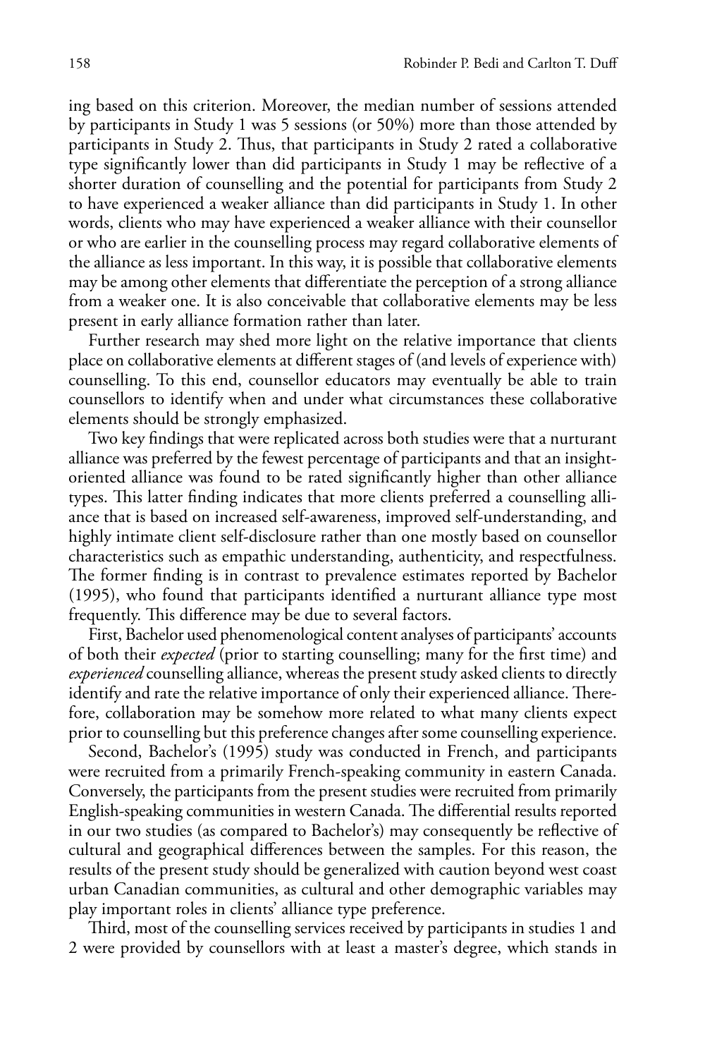ing based on this criterion. Moreover, the median number of sessions attended by participants in Study 1 was 5 sessions (or 50%) more than those attended by participants in Study 2. Thus, that participants in Study 2 rated a collaborative type significantly lower than did participants in Study 1 may be reflective of a shorter duration of counselling and the potential for participants from Study 2 to have experienced a weaker alliance than did participants in Study 1. In other words, clients who may have experienced a weaker alliance with their counsellor or who are earlier in the counselling process may regard collaborative elements of the alliance as less important. In this way, it is possible that collaborative elements may be among other elements that differentiate the perception of a strong alliance from a weaker one. It is also conceivable that collaborative elements may be less present in early alliance formation rather than later.

Further research may shed more light on the relative importance that clients place on collaborative elements at different stages of (and levels of experience with) counselling. To this end, counsellor educators may eventually be able to train counsellors to identify when and under what circumstances these collaborative elements should be strongly emphasized.

Two key findings that were replicated across both studies were that a nurturant alliance was preferred by the fewest percentage of participants and that an insight-oriented alliance was found to be rated significantly higher than other alliance types. This latter finding indicates that more clients preferred a counselling alliance that is based on increased self-awareness, improved self-understanding, and highly intimate client self-disclosure rather than one mostly based on counsellor characteristics such as empathic understanding, authenticity, and respectfulness. The former finding is in contrast to prevalence estimates reported by Bachelor (1995), who found that participants identified a nurturant alliance type most frequently. This difference may be due to several factors.

First, Bachelor used phenomenological content analyses of participants' accounts of both their *expected* (prior to starting counselling; many for the first time) and *experienced* counselling alliance, whereas the present study asked clients to directly identify and rate the relative importance of only their experienced alliance. Therefore, collaboration may be somehow more related to what many clients expect prior to counselling but this preference changes after some counselling experience.

Second, Bachelor's (1995) study was conducted in French, and participants were recruited from a primarily French-speaking community in eastern Canada. Conversely, the participants from the present studies were recruited from primarily English-speaking communities in western Canada. The differential results reported in our two studies (as compared to Bachelor's) may consequently be reflective of cultural and geographical differences between the samples. For this reason, the results of the present study should be generalized with caution beyond west coast urban Canadian communities, as cultural and other demographic variables may play important roles in clients' alliance type preference.

Third, most of the counselling services received by participants in studies 1 and 2 were provided by counsellors with at least a master's degree, which stands in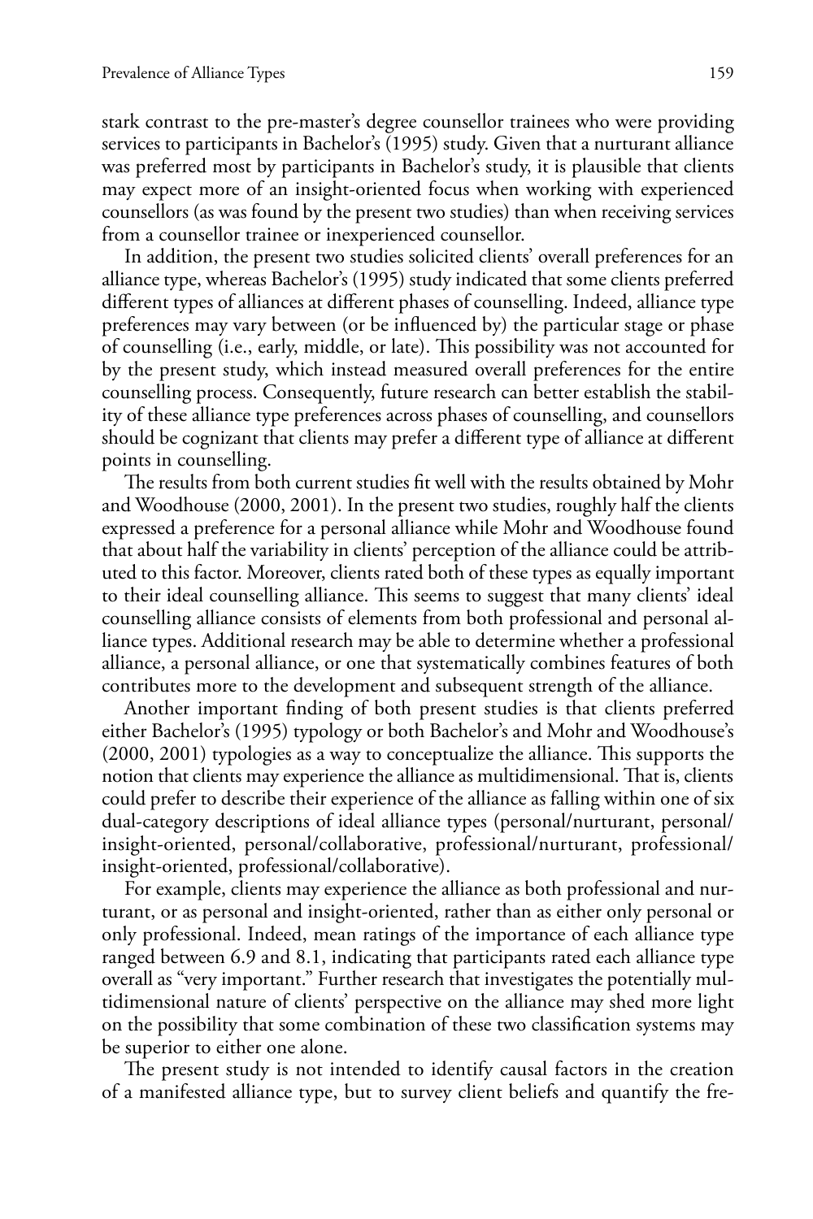stark contrast to the pre-master's degree counsellor trainees who were providing services to participants in Bachelor's (1995) study. Given that a nurturant alliance was preferred most by participants in Bachelor's study, it is plausible that clients may expect more of an insight-oriented focus when working with experienced counsellors (as was found by the present two studies) than when receiving services from a counsellor trainee or inexperienced counsellor.

In addition, the present two studies solicited clients' overall preferences for an alliance type, whereas Bachelor's (1995) study indicated that some clients preferred different types of alliances at different phases of counselling. Indeed, alliance type preferences may vary between (or be influenced by) the particular stage or phase of counselling (i.e., early, middle, or late). This possibility was not accounted for by the present study, which instead measured overall preferences for the entire counselling process. Consequently, future research can better establish the stability of these alliance type preferences across phases of counselling, and counsellors should be cognizant that clients may prefer a different type of alliance at different points in counselling.

The results from both current studies fit well with the results obtained by Mohr and Woodhouse (2000, 2001). In the present two studies, roughly half the clients expressed a preference for a personal alliance while Mohr and Woodhouse found that about half the variability in clients' perception of the alliance could be attributed to this factor. Moreover, clients rated both of these types as equally important to their ideal counselling alliance. This seems to suggest that many clients' ideal counselling alliance consists of elements from both professional and personal alliance types. Additional research may be able to determine whether a professional alliance, a personal alliance, or one that systematically combines features of both contributes more to the development and subsequent strength of the alliance.

Another important finding of both present studies is that clients preferred either Bachelor's (1995) typology or both Bachelor's and Mohr and Woodhouse's (2000, 2001) typologies as a way to conceptualize the alliance. This supports the notion that clients may experience the alliance as multidimensional. That is, clients could prefer to describe their experience of the alliance as falling within one of six dual-category descriptions of ideal alliance types (personal/nurturant, personal/insight-oriented, personal/collaborative, professional/nurturant, professional/insight-oriented, professional/collaborative).

For example, clients may experience the alliance as both professional and nurturant, or as personal and insight-oriented, rather than as either only personal or only professional. Indeed, mean ratings of the importance of each alliance type ranged between 6.9 and 8.1, indicating that participants rated each alliance type overall as "very important." Further research that investigates the potentially multidimensional nature of clients' perspective on the alliance may shed more light on the possibility that some combination of these two classification systems may be superior to either one alone.

The present study is not intended to identify causal factors in the creation of a manifested alliance type, but to survey client beliefs and quantify the fre-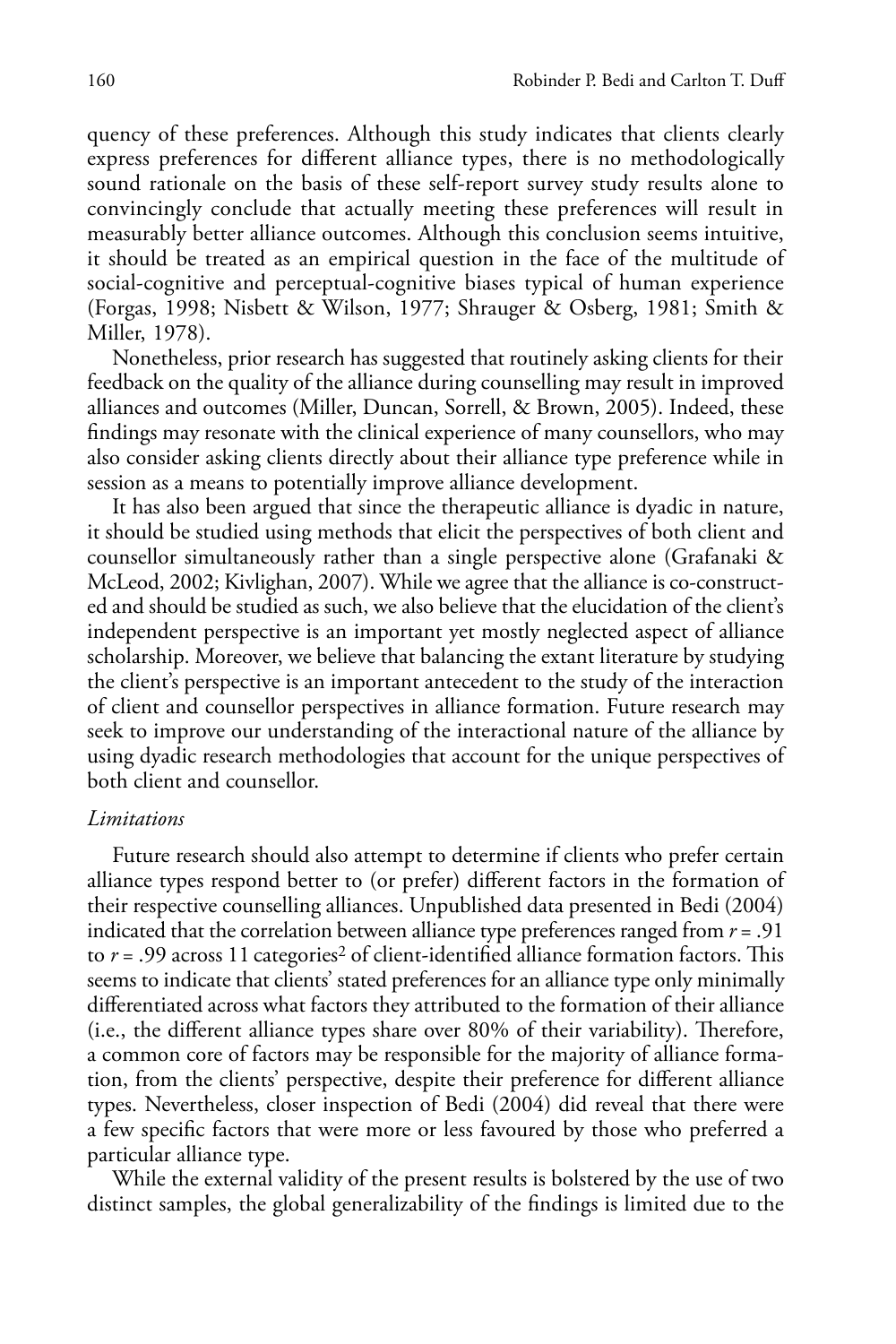quency of these preferences. Although this study indicates that clients clearly express preferences for different alliance types, there is no methodologically sound rationale on the basis of these self-report survey study results alone to convincingly conclude that actually meeting these preferences will result in measurably better alliance outcomes. Although this conclusion seems intuitive, it should be treated as an empirical question in the face of the multitude of social-cognitive and perceptual-cognitive biases typical of human experience (Forgas, 1998; Nisbett & Wilson, 1977; Shrauger & Osberg, 1981; Smith & Miller, 1978).

Nonetheless, prior research has suggested that routinely asking clients for their feedback on the quality of the alliance during counselling may result in improved alliances and outcomes (Miller, Duncan, Sorrell, & Brown, 2005). Indeed, these findings may resonate with the clinical experience of many counsellors, who may also consider asking clients directly about their alliance type preference while in session as a means to potentially improve alliance development.

It has also been argued that since the therapeutic alliance is dyadic in nature, it should be studied using methods that elicit the perspectives of both client and counsellor simultaneously rather than a single perspective alone (Grafanaki & McLeod, 2002; Kivlighan, 2007). While we agree that the alliance is co-constructed and should be studied as such, we also believe that the elucidation of the client's independent perspective is an important yet mostly neglected aspect of alliance scholarship. Moreover, we believe that balancing the extant literature by studying the client's perspective is an important antecedent to the study of the interaction of client and counsellor perspectives in alliance formation. Future research may seek to improve our understanding of the interactional nature of the alliance by using dyadic research methodologies that account for the unique perspectives of both client and counsellor.

### *Limitations*

Future research should also attempt to determine if clients who prefer certain alliance types respond better to (or prefer) different factors in the formation of their respective counselling alliances. Unpublished data presented in Bedi (2004) indicated that the correlation between alliance type preferences ranged from $r = .91$ to $r = .99$ across 11 categories[2] of client-identified alliance formation factors. This seems to indicate that clients' stated preferences for an alliance type only minimally differentiated across what factors they attributed to the formation of their alliance (i.e., the different alliance types share over 80% of their variability). Therefore, a common core of factors may be responsible for the majority of alliance formation, from the clients' perspective, despite their preference for different alliance types. Nevertheless, closer inspection of Bedi (2004) did reveal that there were a few specific factors that were more or less favoured by those who preferred a particular alliance type.

While the external validity of the present results is bolstered by the use of two distinct samples, the global generalizability of the findings is limited due to the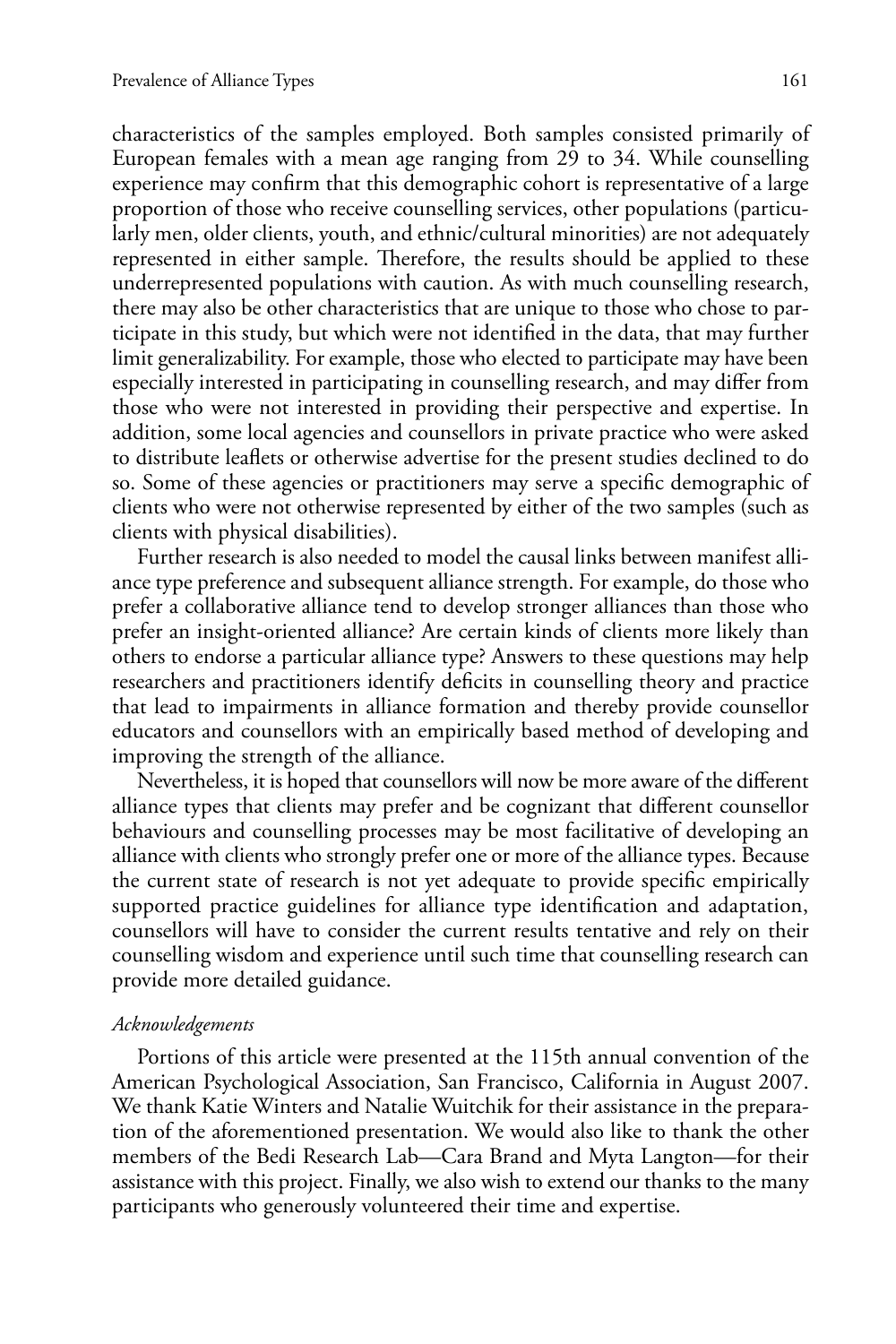characteristics of the samples employed. Both samples consisted primarily of European females with a mean age ranging from 29 to 34. While counselling experience may confirm that this demographic cohort is representative of a large proportion of those who receive counselling services, other populations (particularly men, older clients, youth, and ethnic/cultural minorities) are not adequately represented in either sample. Therefore, the results should be applied to these underrepresented populations with caution. As with much counselling research, there may also be other characteristics that are unique to those who chose to participate in this study, but which were not identified in the data, that may further limit generalizability. For example, those who elected to participate may have been especially interested in participating in counselling research, and may differ from those who were not interested in providing their perspective and expertise. In addition, some local agencies and counsellors in private practice who were asked to distribute leaflets or otherwise advertise for the present studies declined to do so. Some of these agencies or practitioners may serve a specific demographic of clients who were not otherwise represented by either of the two samples (such as clients with physical disabilities).

Further research is also needed to model the causal links between manifest alliance type preference and subsequent alliance strength. For example, do those who prefer a collaborative alliance tend to develop stronger alliances than those who prefer an insight-oriented alliance? Are certain kinds of clients more likely than others to endorse a particular alliance type? Answers to these questions may help researchers and practitioners identify deficits in counselling theory and practice that lead to impairments in alliance formation and thereby provide counsellor educators and counsellors with an empirically based method of developing and improving the strength of the alliance.

Nevertheless, it is hoped that counsellors will now be more aware of the different alliance types that clients may prefer and be cognizant that different counsellor behaviours and counselling processes may be most facilitative of developing an alliance with clients who strongly prefer one or more of the alliance types. Because the current state of research is not yet adequate to provide specific empirically supported practice guidelines for alliance type identification and adaptation, counsellors will have to consider the current results tentative and rely on their counselling wisdom and experience until such time that counselling research can provide more detailed guidance.

### *Acknowledgements*

Portions of this article were presented at the 115th annual convention of the American Psychological Association, San Francisco, California in August 2007. We thank Katie Winters and Natalie Wuitchik for their assistance in the preparation of the aforementioned presentation. We would also like to thank the other members of the Bedi Research Lab—Cara Brand and Myta Langton—for their assistance with this project. Finally, we also wish to extend our thanks to the many participants who generously volunteered their time and expertise.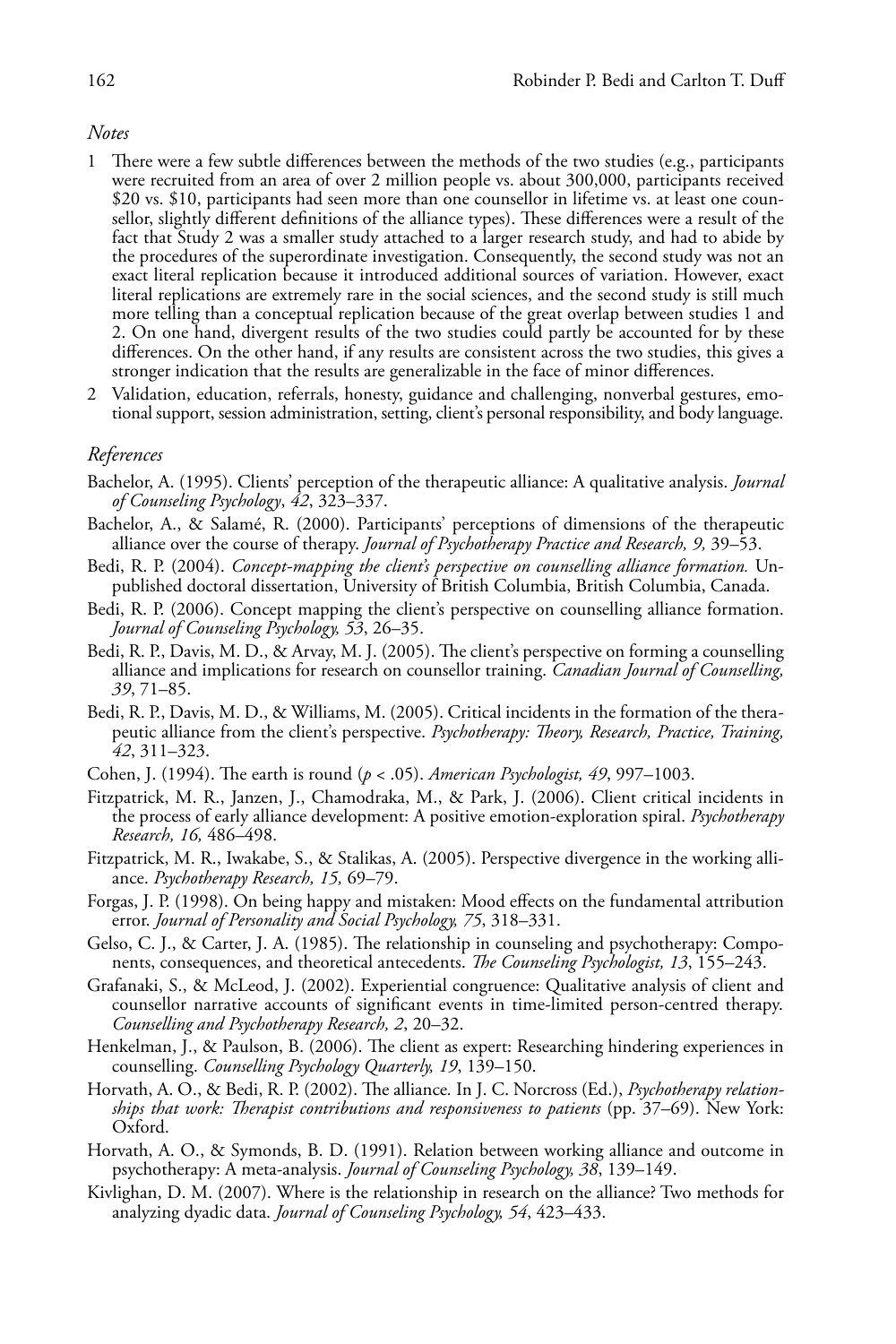*Notes*

1. There were a few subtle differences between the methods of the two studies (e.g., participants were recruited from an area of over 2 million people vs. about 300,000, participants received \$20 vs. \$10, participants had seen more than one counsellor in lifetime vs. at least one counsellor, slightly different definitions of the alliance types). These differences were a result of the fact that Study 2 was a smaller study attached to a larger research study, and had to abide by the procedures of the superordinate investigation. Consequently, the second study was not an exact literal replication because it introduced additional sources of variation. However, exact literal replications are extremely rare in the social sciences, and the second study is still much more telling than a conceptual replication because of the great overlap between studies 1 and 2. On one hand, divergent results of the two studies could partly be accounted for by these differences. On the other hand, if any results are consistent across the two studies, this gives a stronger indication that the results are generalizable in the face of minor differences.
2. Validation, education, referrals, honesty, guidance and challenging, nonverbal gestures, emotional support, session administration, setting, client's personal responsibility, and body language.

*References*

Bachelor, A. (1995). Clients' perception of the therapeutic alliance: A qualitative analysis. *Journal of Counseling Psychology*, *42*, 323–337.

Bachelor, A., & Salamé, R. (2000). Participants' perceptions of dimensions of the therapeutic alliance over the course of therapy. *Journal of Psychotherapy Practice and Research, 9,* 39–53.

Bedi, R. P. (2004). *Concept-mapping the client's perspective on counselling alliance formation.* Unpublished doctoral dissertation, University of British Columbia, British Columbia, Canada.

Bedi, R. P. (2006). Concept mapping the client's perspective on counselling alliance formation. *Journal of Counseling Psychology, 53*, 26–35.

Bedi, R. P., Davis, M. D., & Arvay, M. J. (2005). The client's perspective on forming a counselling alliance and implications for research on counsellor training. *Canadian Journal of Counselling, 39*, 71–85.

Bedi, R. P., Davis, M. D., & Williams, M. (2005). Critical incidents in the formation of the therapeutic alliance from the client's perspective. *Psychotherapy: Theory, Research, Practice, Training, 42*, 311–323.

Cohen, J. (1994). The earth is round ($p < .05$). *American Psychologist, 49*, 997–1003.

Fitzpatrick, M. R., Janzen, J., Chamodraka, M., & Park, J. (2006). Client critical incidents in the process of early alliance development: A positive emotion-exploration spiral. *Psychotherapy Research, 16,* 486–498.

Fitzpatrick, M. R., Iwakabe, S., & Stalikas, A. (2005). Perspective divergence in the working alliance. *Psychotherapy Research, 15,* 69–79.

Forgas, J. P. (1998). On being happy and mistaken: Mood effects on the fundamental attribution error. *Journal of Personality and Social Psychology, 75*, 318–331.

Gelso, C. J., & Carter, J. A. (1985). The relationship in counseling and psychotherapy: Components, consequences, and theoretical antecedents. *The Counseling Psychologist, 13*, 155–243.

Grafanaki, S., & McLeod, J. (2002). Experiential congruence: Qualitative analysis of client and counsellor narrative accounts of significant events in time-limited person-centred therapy. *Counselling and Psychotherapy Research, 2*, 20–32.

Henkelman, J., & Paulson, B. (2006). The client as expert: Researching hindering experiences in counselling. *Counselling Psychology Quarterly, 19*, 139–150.

Horvath, A. O., & Bedi, R. P. (2002). The alliance*.* In J. C. Norcross (Ed.), *Psychotherapy relationships that work: Therapist contributions and responsiveness to patients* (pp. 37–69). New York: Oxford.

Horvath, A. O., & Symonds, B. D. (1991). Relation between working alliance and outcome in psychotherapy: A meta-analysis. *Journal of Counseling Psychology, 38*, 139–149.

Kivlighan, D. M. (2007). Where is the relationship in research on the alliance? Two methods for analyzing dyadic data. *Journal of Counseling Psychology, 54*, 423–433.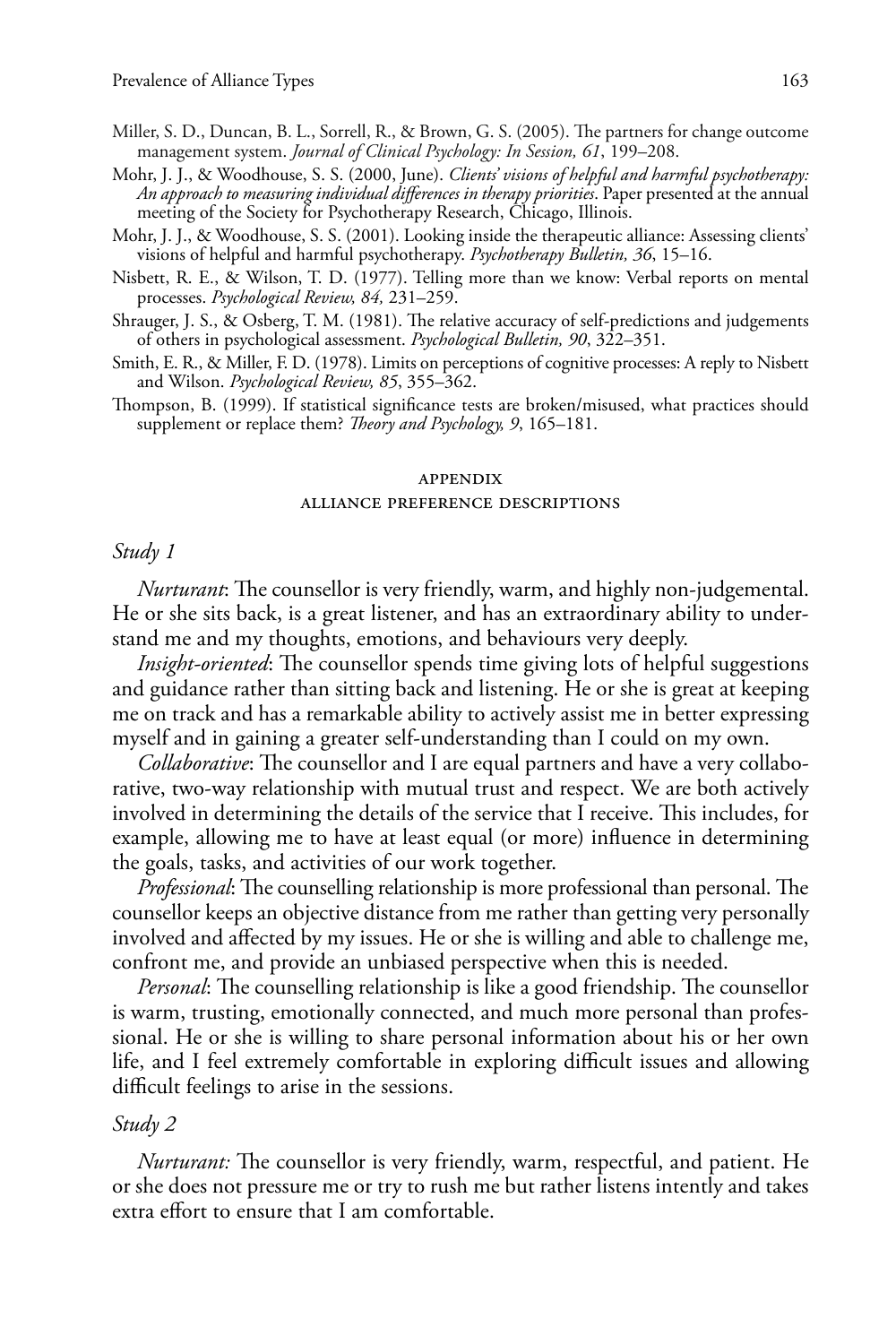Miller, S. D., Duncan, B. L., Sorrell, R., & Brown, G. S. (2005). The partners for change outcome management system. *Journal of Clinical Psychology: In Session, 61*, 199–208.

Mohr, J. J., & Woodhouse, S. S. (2000, June). *Clients' visions of helpful and harmful psychotherapy: An approach to measuring individual differences in therapy priorities*. Paper presented at the annual meeting of the Society for Psychotherapy Research, Chicago, Illinois.

Mohr, J. J., & Woodhouse, S. S. (2001). Looking inside the therapeutic alliance: Assessing clients' visions of helpful and harmful psychotherapy. *Psychotherapy Bulletin, 36*, 15–16.

Nisbett, R. E., & Wilson, T. D. (1977). Telling more than we know: Verbal reports on mental processes. *Psychological Review, 84,* 231–259.

Shrauger, J. S., & Osberg, T. M. (1981). The relative accuracy of self-predictions and judgements of others in psychological assessment. *Psychological Bulletin, 90*, 322–351.

Smith, E. R., & Miller, F. D. (1978). Limits on perceptions of cognitive processes: A reply to Nisbett and Wilson. *Psychological Review, 85*, 355–362.

Thompson, B. (1999). If statistical significance tests are broken/misused, what practices should supplement or replace them? *Theory and Psychology, 9*, 165–181.

## Appendix

### Alliance Preference Descriptions

#### *Study 1*

*Nurturant*: The counsellor is very friendly, warm, and highly non-judgemental. He or she sits back, is a great listener, and has an extraordinary ability to understand me and my thoughts, emotions, and behaviours very deeply.

*Insight-oriented*: The counsellor spends time giving lots of helpful suggestions and guidance rather than sitting back and listening. He or she is great at keeping me on track and has a remarkable ability to actively assist me in better expressing myself and in gaining a greater self-understanding than I could on my own.

*Collaborative*: The counsellor and I are equal partners and have a very collaborative, two-way relationship with mutual trust and respect. We are both actively involved in determining the details of the service that I receive. This includes, for example, allowing me to have at least equal (or more) influence in determining the goals, tasks, and activities of our work together.

*Professional*: The counselling relationship is more professional than personal. The counsellor keeps an objective distance from me rather than getting very personally involved and affected by my issues. He or she is willing and able to challenge me, confront me, and provide an unbiased perspective when this is needed.

*Personal*: The counselling relationship is like a good friendship. The counsellor is warm, trusting, emotionally connected, and much more personal than professional. He or she is willing to share personal information about his or her own life, and I feel extremely comfortable in exploring difficult issues and allowing difficult feelings to arise in the sessions.

#### *Study 2*

*Nurturant:* The counsellor is very friendly, warm, respectful, and patient. He or she does not pressure me or try to rush me but rather listens intently and takes extra effort to ensure that I am comfortable.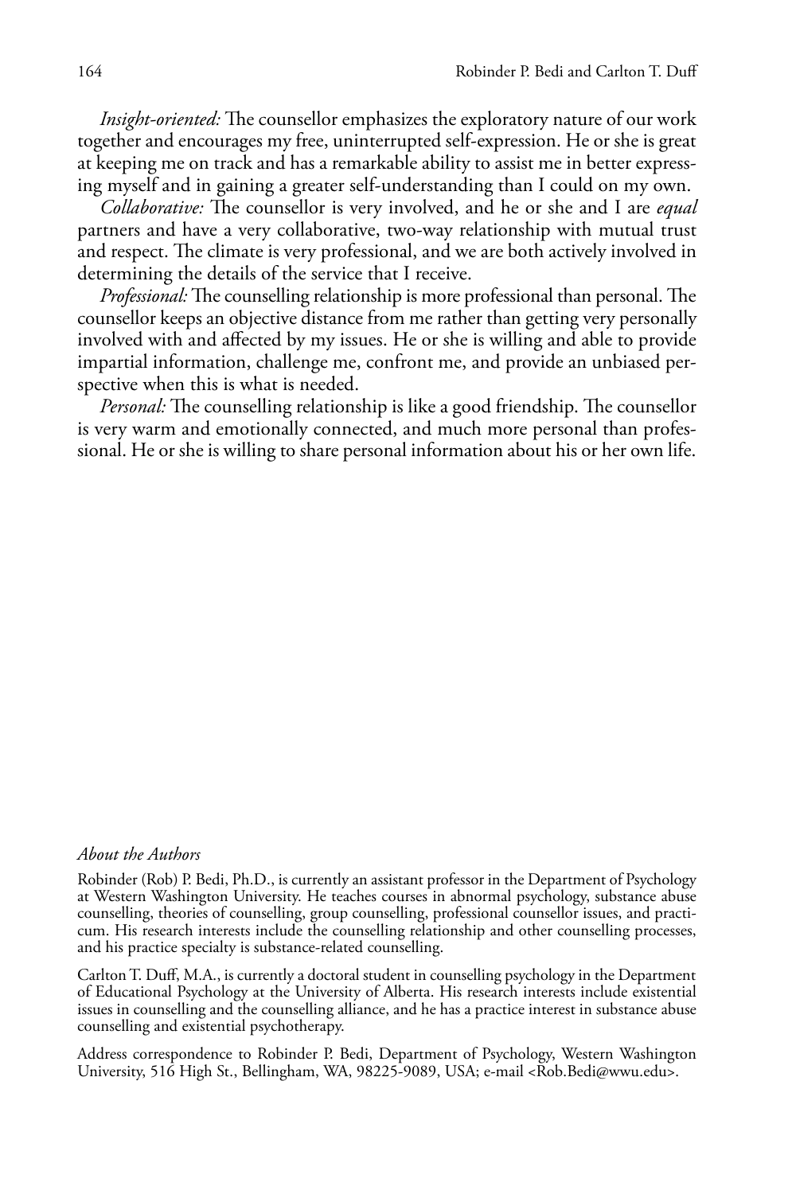*Insight-oriented:* The counsellor emphasizes the exploratory nature of our work together and encourages my free, uninterrupted self-expression. He or she is great at keeping me on track and has a remarkable ability to assist me in better expressing myself and in gaining a greater self-understanding than I could on my own.

*Collaborative:* The counsellor is very involved, and he or she and I are *equal* partners and have a very collaborative, two-way relationship with mutual trust and respect. The climate is very professional, and we are both actively involved in determining the details of the service that I receive.

*Professional:* The counselling relationship is more professional than personal. The counsellor keeps an objective distance from me rather than getting very personally involved with and affected by my issues. He or she is willing and able to provide impartial information, challenge me, confront me, and provide an unbiased perspective when this is what is needed.

*Personal:* The counselling relationship is like a good friendship. The counsellor is very warm and emotionally connected, and much more personal than professional. He or she is willing to share personal information about his or her own life.

### *About the Authors*

Robinder (Rob) P. Bedi, Ph.D., is currently an assistant professor in the Department of Psychology at Western Washington University. He teaches courses in abnormal psychology, substance abuse counselling, theories of counselling, group counselling, professional counsellor issues, and practicum. His research interests include the counselling relationship and other counselling processes, and his practice specialty is substance-related counselling.

Carlton T. Duff, M.A., is currently a doctoral student in counselling psychology in the Department of Educational Psychology at the University of Alberta. His research interests include existential issues in counselling and the counselling alliance, and he has a practice interest in substance abuse counselling and existential psychotherapy.

Address correspondence to Robinder P. Bedi, Department of Psychology, Western Washington University, 516 High St., Bellingham, WA, 98225-9089, USA; e-mail <Rob.Bedi@wwu.edu>.